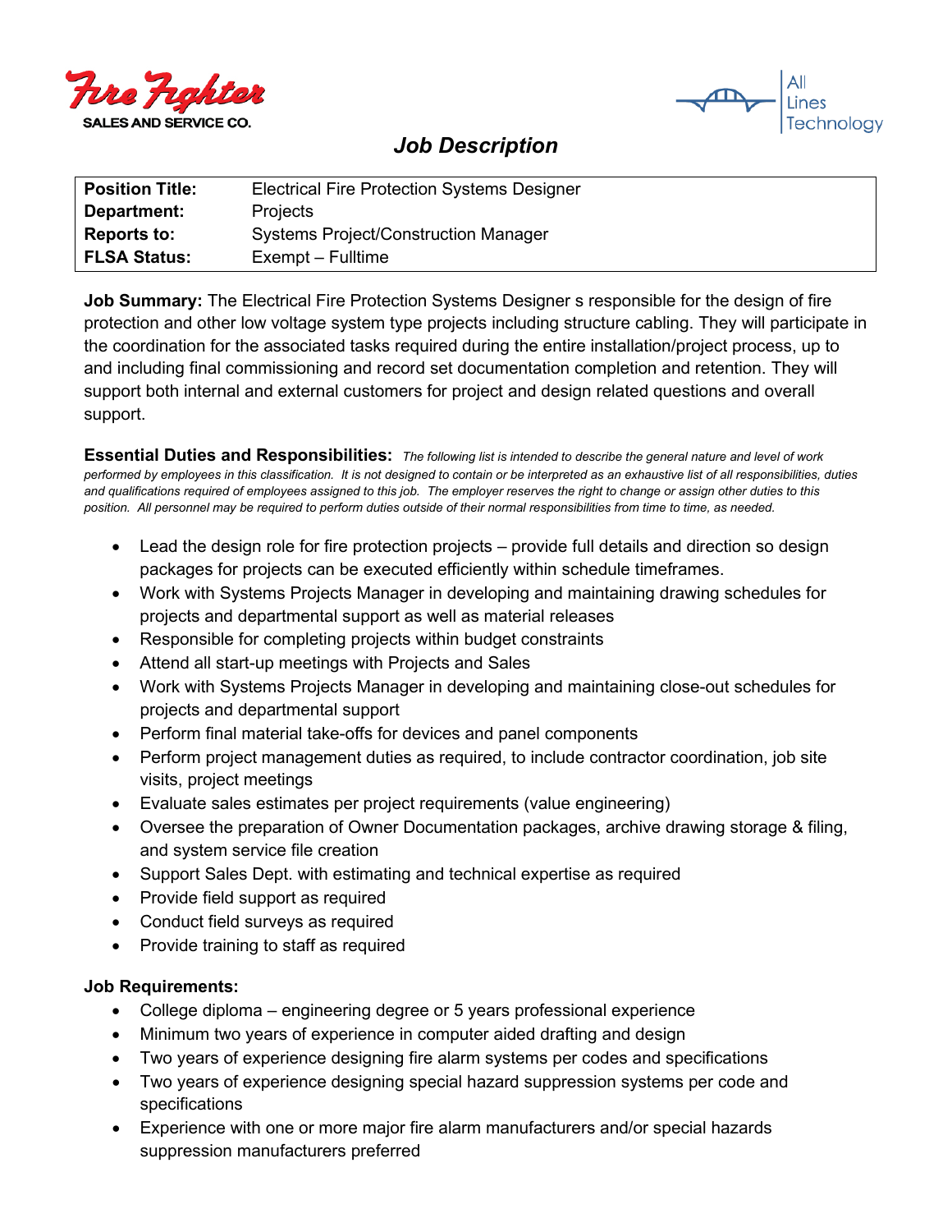Fire Fighter SALES AND SERVICE CO.

All Lines Technology

# Job Description

| Position Title: | Electrical Fire Protection Systems Designer |
|---|---|
| Department: | Projects |
| Reports to: | Systems Project/Construction Manager |
| FLSA Status: | Exempt – Fulltime |

**Job Summary:** The Electrical Fire Protection Systems Designer s responsible for the design of fire protection and other low voltage system type projects including structure cabling. They will participate in the coordination for the associated tasks required during the entire installation/project process, up to and including final commissioning and record set documentation completion and retention. They will support both internal and external customers for project and design related questions and overall support.

**Essential Duties and Responsibilities:** *The following list is intended to describe the general nature and level of work performed by employees in this classification. It is not designed to contain or be interpreted as an exhaustive list of all responsibilities, duties and qualifications required of employees assigned to this job. The employer reserves the right to change or assign other duties to this position. All personnel may be required to perform duties outside of their normal responsibilities from time to time, as needed.*

- Lead the design role for fire protection projects – provide full details and direction so design packages for projects can be executed efficiently within schedule timeframes.
- Work with Systems Projects Manager in developing and maintaining drawing schedules for projects and departmental support as well as material releases
- Responsible for completing projects within budget constraints
- Attend all start-up meetings with Projects and Sales
- Work with Systems Projects Manager in developing and maintaining close-out schedules for projects and departmental support
- Perform final material take-offs for devices and panel components
- Perform project management duties as required, to include contractor coordination, job site visits, project meetings
- Evaluate sales estimates per project requirements (value engineering)
- Oversee the preparation of Owner Documentation packages, archive drawing storage & filing, and system service file creation
- Support Sales Dept. with estimating and technical expertise as required
- Provide field support as required
- Conduct field surveys as required
- Provide training to staff as required

**Job Requirements:**

- College diploma – engineering degree or 5 years professional experience
- Minimum two years of experience in computer aided drafting and design
- Two years of experience designing fire alarm systems per codes and specifications
- Two years of experience designing special hazard suppression systems per code and specifications
- Experience with one or more major fire alarm manufacturers and/or special hazards suppression manufacturers preferred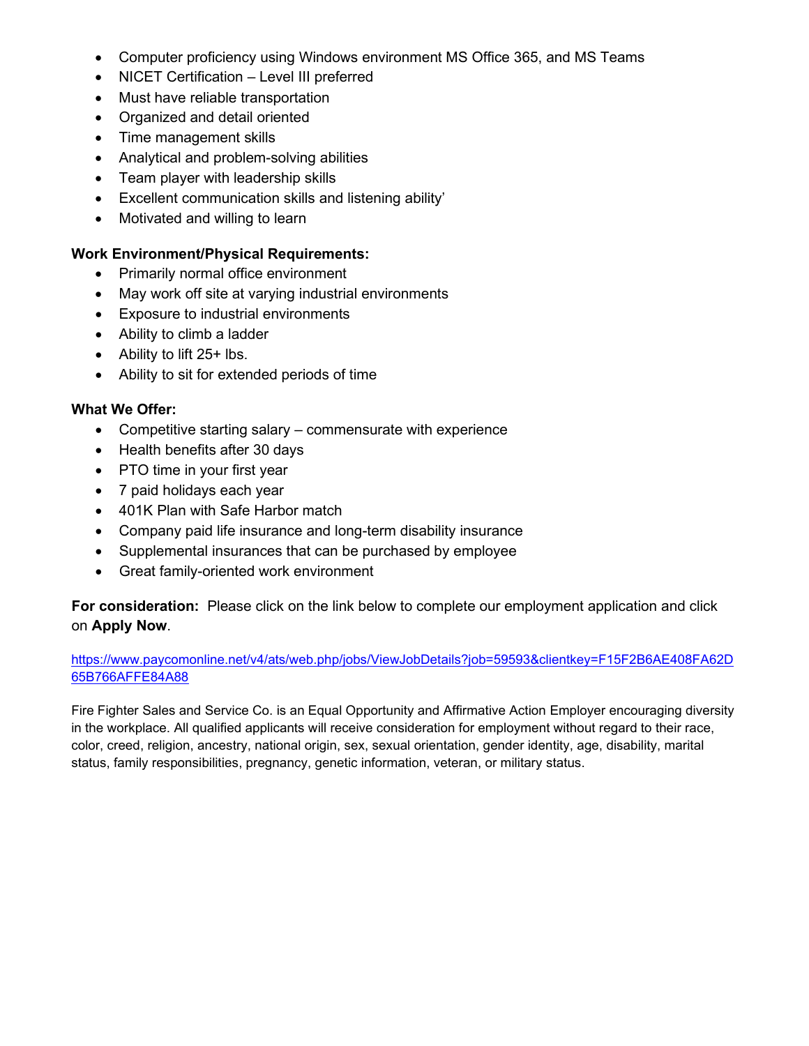- Computer proficiency using Windows environment MS Office 365, and MS Teams
- NICET Certification – Level III preferred
- Must have reliable transportation
- Organized and detail oriented
- Time management skills
- Analytical and problem-solving abilities
- Team player with leadership skills
- Excellent communication skills and listening ability'
- Motivated and willing to learn

**Work Environment/Physical Requirements:**

- Primarily normal office environment
- May work off site at varying industrial environments
- Exposure to industrial environments
- Ability to climb a ladder
- Ability to lift 25+ lbs.
- Ability to sit for extended periods of time

**What We Offer:**

- Competitive starting salary – commensurate with experience
- Health benefits after 30 days
- PTO time in your first year
- 7 paid holidays each year
- 401K Plan with Safe Harbor match
- Company paid life insurance and long-term disability insurance
- Supplemental insurances that can be purchased by employee
- Great family-oriented work environment

**For consideration:** Please click on the link below to complete our employment application and click on **Apply Now**.

https://www.paycomonline.net/v4/ats/web.php/jobs/ViewJobDetails?job=59593&clientkey=F15F2B6AE408FA62D65B766AFFE84A88

Fire Fighter Sales and Service Co. is an Equal Opportunity and Affirmative Action Employer encouraging diversity in the workplace. All qualified applicants will receive consideration for employment without regard to their race, color, creed, religion, ancestry, national origin, sex, sexual orientation, gender identity, age, disability, marital status, family responsibilities, pregnancy, genetic information, veteran, or military status.